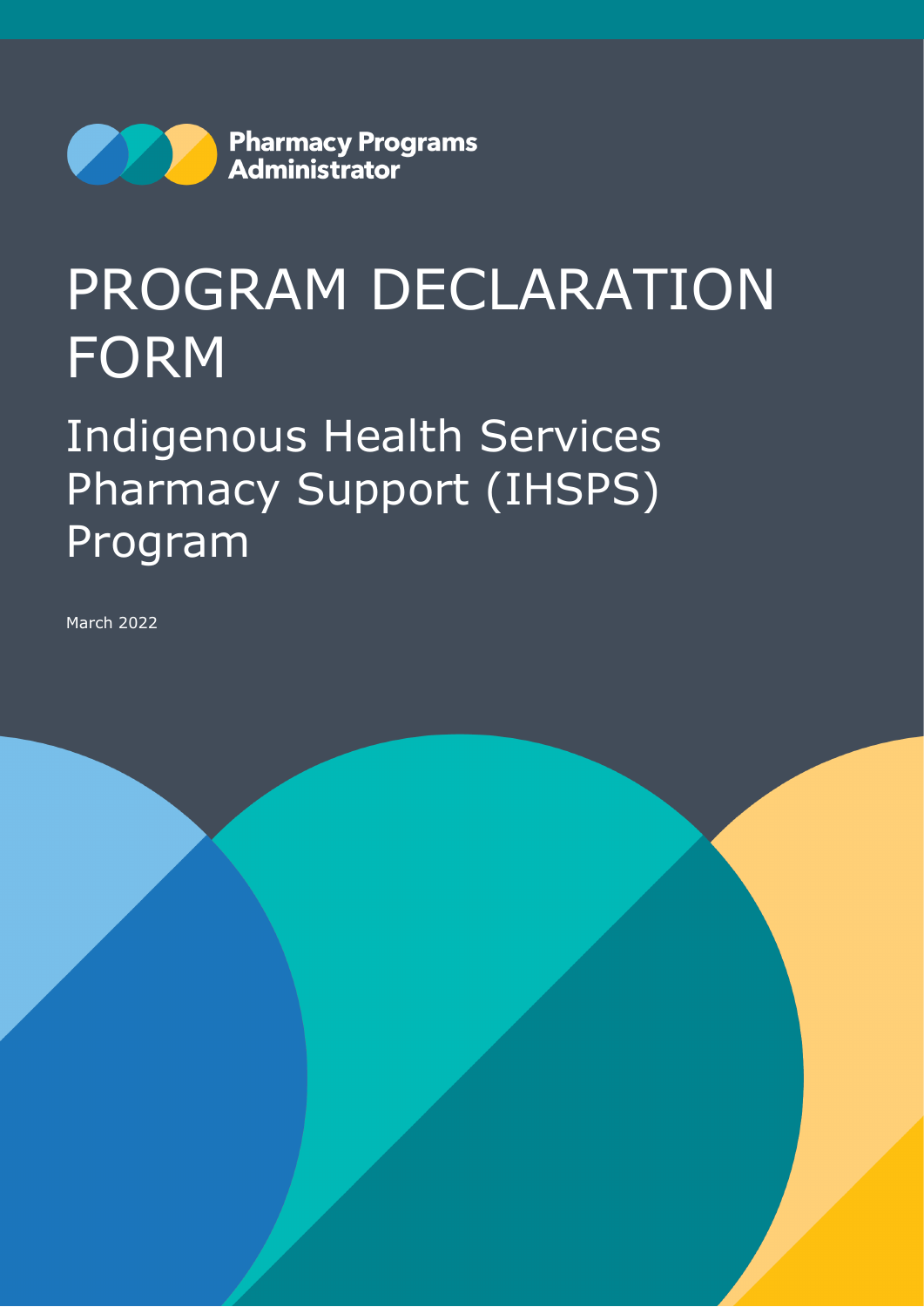Pharmacy Programs Administrator

# PROGRAM DECLARATION FORM

## Indigenous Health Services Pharmacy Support (IHSPS) Program

March 2022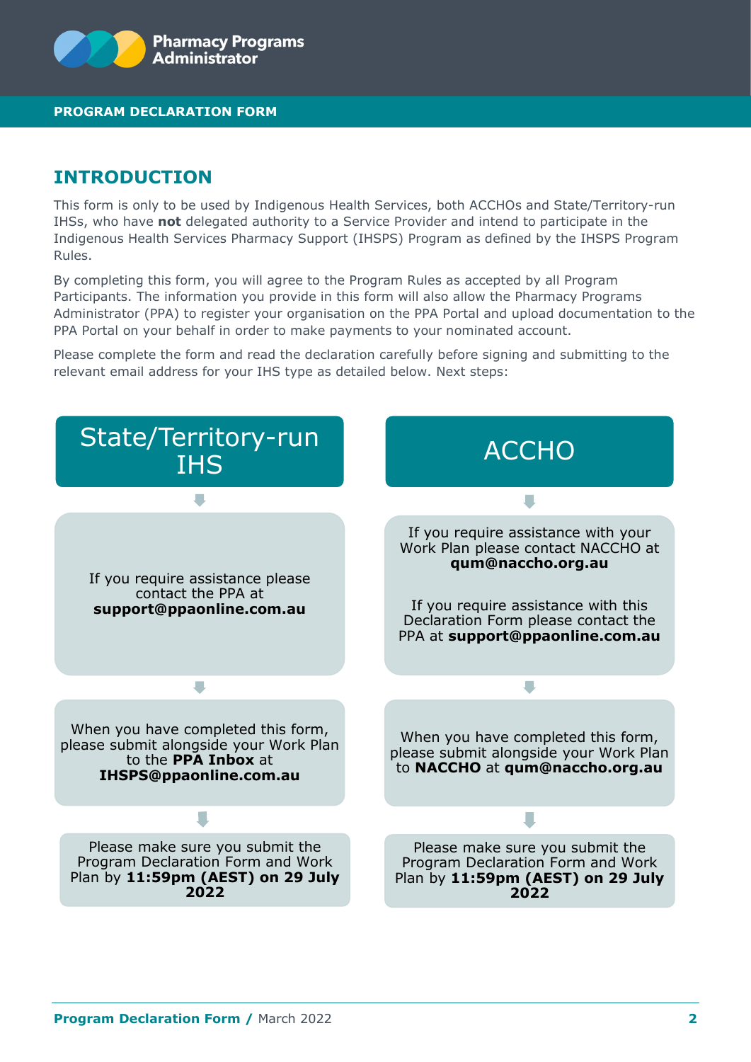**PROGRAM DECLARATION FORM**

## INTRODUCTION

This form is only to be used by Indigenous Health Services, both ACCHOs and State/Territory-run IHSs, who have **not** delegated authority to a Service Provider and intend to participate in the Indigenous Health Services Pharmacy Support (IHSPS) Program as defined by the IHSPS Program Rules.

By completing this form, you will agree to the Program Rules as accepted by all Program Participants. The information you provide in this form will also allow the Pharmacy Programs Administrator (PPA) to register your organisation on the PPA Portal and upload documentation to the PPA Portal on your behalf in order to make payments to your nominated account.

Please complete the form and read the declaration carefully before signing and submitting to the relevant email address for your IHS type as detailed below. Next steps:

### State/Territory-run IHS

If you require assistance please contact the PPA at **support@ppaonline.com.au**

When you have completed this form, please submit alongside your Work Plan to the **PPA Inbox** at **IHSPS@ppaonline.com.au**

Please make sure you submit the Program Declaration Form and Work Plan by **11:59pm (AEST) on 29 July 2022**

### ACCHO

If you require assistance with your Work Plan please contact NACCHO at **qum@naccho.org.au**

If you require assistance with this Declaration Form please contact the PPA at **support@ppaonline.com.au**

When you have completed this form, please submit alongside your Work Plan to **NACCHO** at **qum@naccho.org.au**

Please make sure you submit the Program Declaration Form and Work Plan by **11:59pm (AEST) on 29 July 2022**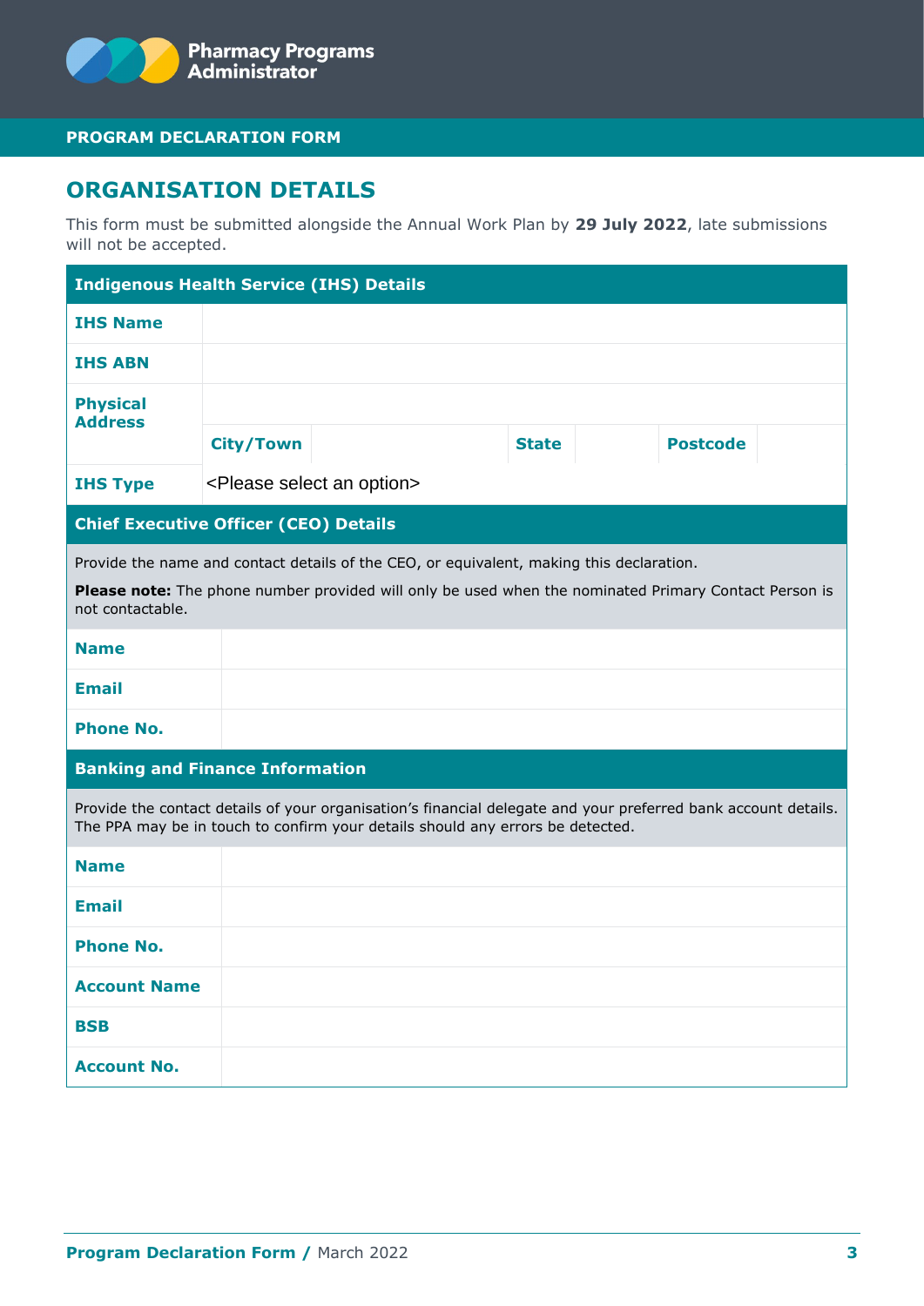Pharmacy Programs Administrator

**PROGRAM DECLARATION FORM**

## ORGANISATION DETAILS

This form must be submitted alongside the Annual Work Plan by **29 July 2022**, late submissions will not be accepted.

| Indigenous Health Service (IHS) Details | | | | | | |
|---|---|---|---|---|---|---|
| **IHS Name** | | | | | | |
| **IHS ABN** | | | | | | |
| **Physical Address** | | | | | | |
| | **City/Town** | | **State** | | **Postcode** | |
| **IHS Type** | <Please select an option> | | | | | |

| Chief Executive Officer (CEO) Details | |
|---|---|
| Provide the name and contact details of the CEO, or equivalent, making this declaration.<br>**Please note:** The phone number provided will only be used when the nominated Primary Contact Person is not contactable. | |
| **Name** | |
| **Email** | |
| **Phone No.** | |

| Banking and Finance Information | |
|---|---|
| Provide the contact details of your organisation's financial delegate and your preferred bank account details. The PPA may be in touch to confirm your details should any errors be detected. | |
| **Name** | |
| **Email** | |
| **Phone No.** | |
| **Account Name** | |
| **BSB** | |
| **Account No.** | |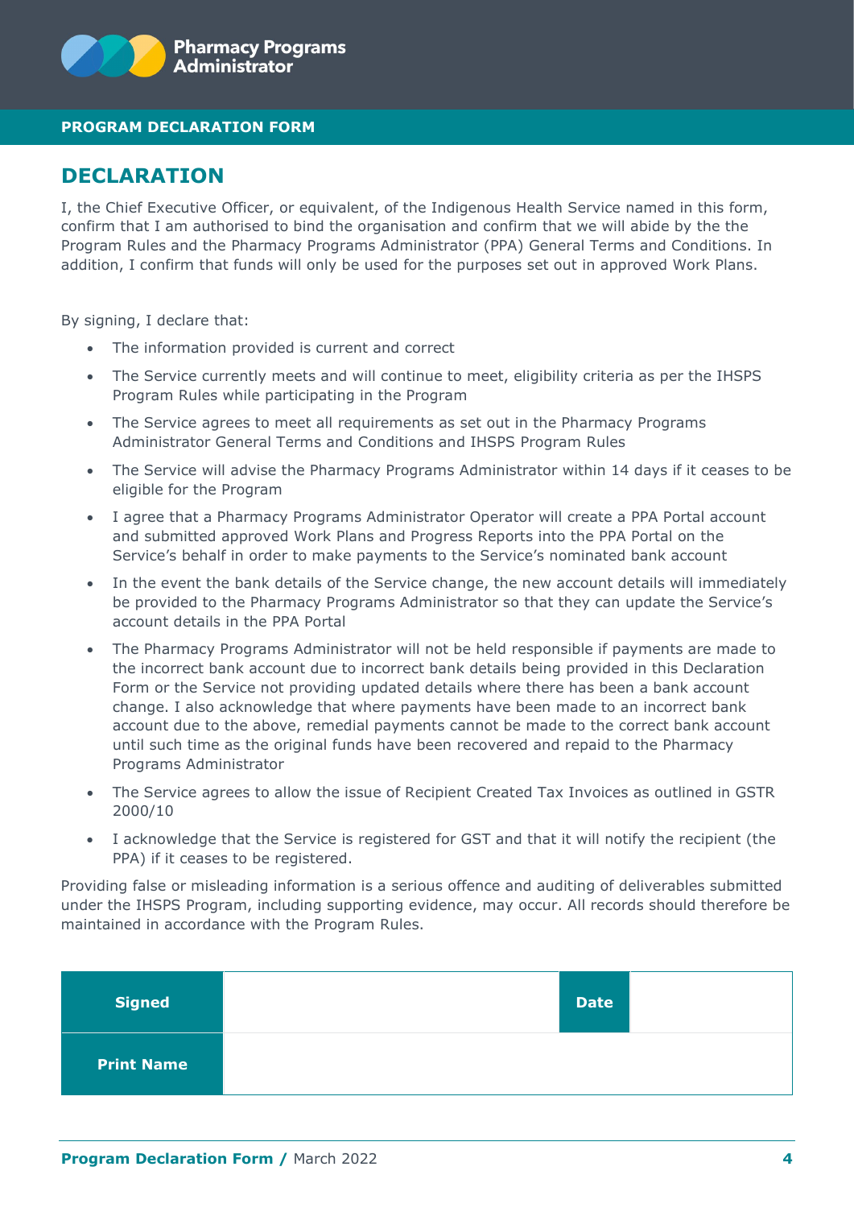**PROGRAM DECLARATION FORM**

## DECLARATION

I, the Chief Executive Officer, or equivalent, of the Indigenous Health Service named in this form, confirm that I am authorised to bind the organisation and confirm that we will abide by the the Program Rules and the Pharmacy Programs Administrator (PPA) General Terms and Conditions. In addition, I confirm that funds will only be used for the purposes set out in approved Work Plans.

By signing, I declare that:

- The information provided is current and correct
- The Service currently meets and will continue to meet, eligibility criteria as per the IHSPS Program Rules while participating in the Program
- The Service agrees to meet all requirements as set out in the Pharmacy Programs Administrator General Terms and Conditions and IHSPS Program Rules
- The Service will advise the Pharmacy Programs Administrator within 14 days if it ceases to be eligible for the Program
- I agree that a Pharmacy Programs Administrator Operator will create a PPA Portal account and submitted approved Work Plans and Progress Reports into the PPA Portal on the Service's behalf in order to make payments to the Service's nominated bank account
- In the event the bank details of the Service change, the new account details will immediately be provided to the Pharmacy Programs Administrator so that they can update the Service's account details in the PPA Portal
- The Pharmacy Programs Administrator will not be held responsible if payments are made to the incorrect bank account due to incorrect bank details being provided in this Declaration Form or the Service not providing updated details where there has been a bank account change. I also acknowledge that where payments have been made to an incorrect bank account due to the above, remedial payments cannot be made to the correct bank account until such time as the original funds have been recovered and repaid to the Pharmacy Programs Administrator
- The Service agrees to allow the issue of Recipient Created Tax Invoices as outlined in GSTR 2000/10
- I acknowledge that the Service is registered for GST and that it will notify the recipient (the PPA) if it ceases to be registered.

Providing false or misleading information is a serious offence and auditing of deliverables submitted under the IHSPS Program, including supporting evidence, may occur. All records should therefore be maintained in accordance with the Program Rules.

| | | | |
|---|---|---|---|
| **Signed** | | **Date** | |
| **Print Name** | | | |